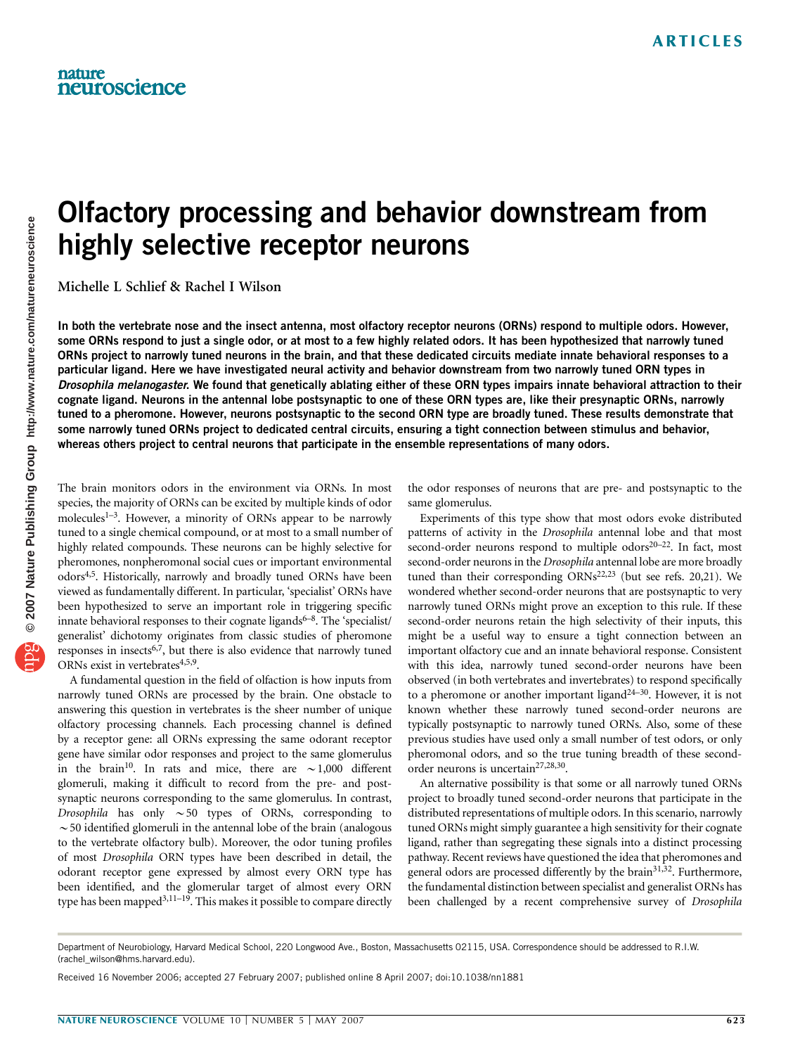# Olfactory processing and behavior downstream from highly selective receptor neurons

Michelle L Schlief & Rachel I Wilson

**In both the vertebrate nose and the insect antenna, most olfactory receptor neurons (ORNs) respond to multiple odors. However, some ORNs respond to just a single odor, or at most to a few highly related odors. It has been hypothesized that narrowly tuned ORNs project to narrowly tuned neurons in the brain, and that these dedicated circuits mediate innate behavioral responses to a particular ligand. Here we have investigated neural activity and behavior downstream from two narrowly tuned ORN types in *Drosophila melanogaster*. We found that genetically ablating either of these ORN types impairs innate behavioral attraction to their cognate ligand. Neurons in the antennal lobe postsynaptic to one of these ORN types are, like their presynaptic ORNs, narrowly tuned to a pheromone. However, neurons postsynaptic to the second ORN type are broadly tuned. These results demonstrate that some narrowly tuned ORNs project to dedicated central circuits, ensuring a tight connection between stimulus and behavior, whereas others project to central neurons that participate in the ensemble representations of many odors.**

The brain monitors odors in the environment via ORNs. In most species, the majority of ORNs can be excited by multiple kinds of odor molecules[1–3]. However, a minority of ORNs appear to be narrowly tuned to a single chemical compound, or at most to a small number of highly related compounds. These neurons can be highly selective for pheromones, nonpheromonal social cues or important environmental odors[4,5]. Historically, narrowly and broadly tuned ORNs have been viewed as fundamentally different. In particular, 'specialist' ORNs have been hypothesized to serve an important role in triggering specific innate behavioral responses to their cognate ligands[6–8]. The 'specialist/generalist' dichotomy originates from classic studies of pheromone responses in insects[6,7], but there is also evidence that narrowly tuned ORNs exist in vertebrates[4,5,9].

A fundamental question in the field of olfaction is how inputs from narrowly tuned ORNs are processed by the brain. One obstacle to answering this question in vertebrates is the sheer number of unique olfactory processing channels. Each processing channel is defined by a receptor gene: all ORNs expressing the same odorant receptor gene have similar odor responses and project to the same glomerulus in the brain[10]. In rats and mice, there are ~1,000 different glomeruli, making it difficult to record from the pre- and postsynaptic neurons corresponding to the same glomerulus. In contrast, *Drosophila* has only ~50 types of ORNs, corresponding to ~50 identified glomeruli in the antennal lobe of the brain (analogous to the vertebrate olfactory bulb). Moreover, the odor tuning profiles of most *Drosophila* ORN types have been described in detail, the odorant receptor gene expressed by almost every ORN type has been identified, and the glomerular target of almost every ORN type has been mapped[3,11–19]. This makes it possible to compare directly the odor responses of neurons that are pre- and postsynaptic to the same glomerulus.

Experiments of this type show that most odors evoke distributed patterns of activity in the *Drosophila* antennal lobe and that most second-order neurons respond to multiple odors[20–22]. In fact, most second-order neurons in the *Drosophila* antennal lobe are more broadly tuned than their corresponding ORNs[22,23] (but see refs. 20,21). We wondered whether second-order neurons that are postsynaptic to very narrowly tuned ORNs might prove an exception to this rule. If these second-order neurons retain the high selectivity of their inputs, this might be a useful way to ensure a tight connection between an important olfactory cue and an innate behavioral response. Consistent with this idea, narrowly tuned second-order neurons have been observed (in both vertebrates and invertebrates) to respond specifically to a pheromone or another important ligand[24–30]. However, it is not known whether these narrowly tuned second-order neurons are typically postsynaptic to narrowly tuned ORNs. Also, some of these previous studies have used only a small number of test odors, or only pheromonal odors, and so the true tuning breadth of these second-order neurons is uncertain[27,28,30].

An alternative possibility is that some or all narrowly tuned ORNs project to broadly tuned second-order neurons that participate in the distributed representations of multiple odors. In this scenario, narrowly tuned ORNs might simply guarantee a high sensitivity for their cognate ligand, rather than segregating these signals into a distinct processing pathway. Recent reviews have questioned the idea that pheromones and general odors are processed differently by the brain[31,32]. Furthermore, the fundamental distinction between specialist and generalist ORNs has been challenged by a recent comprehensive survey of *Drosophila*

Department of Neurobiology, Harvard Medical School, 220 Longwood Ave., Boston, Massachusetts 02115, USA. Correspondence should be addressed to R.I.W. (rachel_wilson@hms.harvard.edu).

Received 16 November 2006; accepted 27 February 2007; published online 8 April 2007; doi:10.1038/nn1881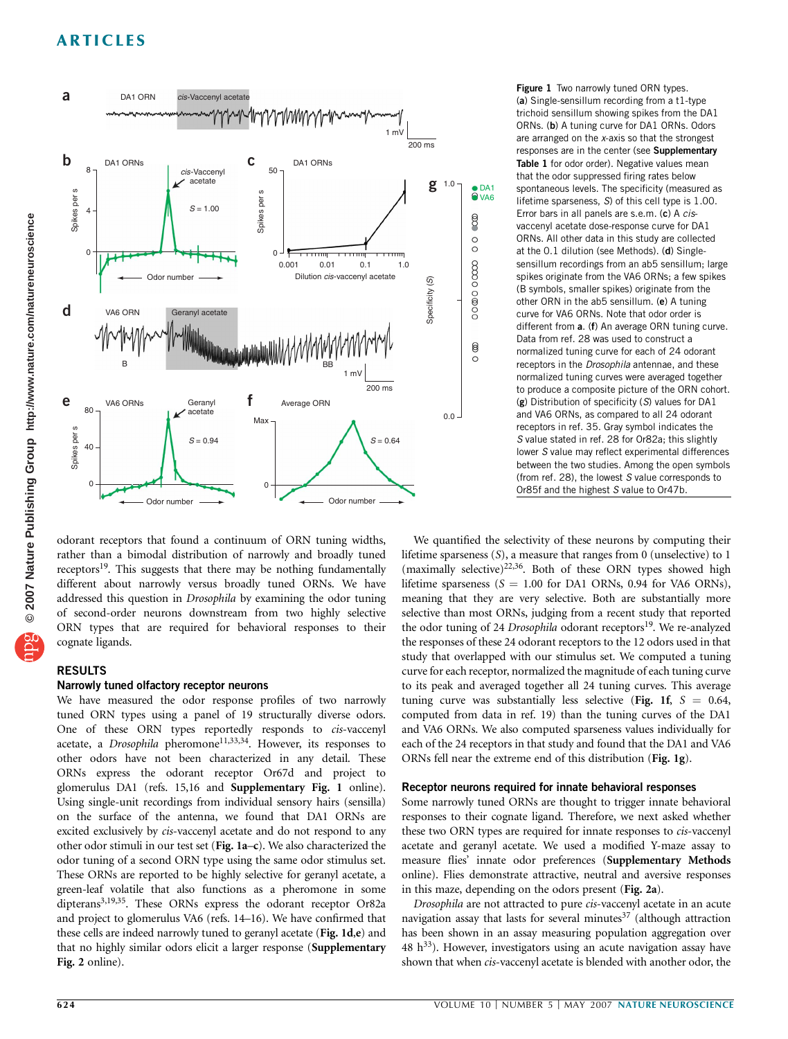**Figure 1** Two narrowly tuned ORN types. (**a**) Single-sensillum recording from a t1-type trichoid sensillum showing spikes from the DA1 ORNs. (**b**) A tuning curve for DA1 ORNs. Odors are arranged on the *x*-axis so that the strongest responses are in the center (see **Supplementary Table 1** for odor order). Negative values mean that the odor suppressed firing rates below spontaneous levels. The specificity (measured as lifetime sparseness, *S*) of this cell type is 1.00. Error bars in all panels are s.e.m. (**c**) A *cis*-vaccenyl acetate dose-response curve for DA1 ORNs. All other data in this study are collected at the 0.1 dilution (see Methods). (**d**) Single-sensillum recordings from an ab5 sensillum; large spikes originate from the VA6 ORNs; a few spikes (B symbols, smaller spikes) originate from the other ORN in the ab5 sensillum. (**e**) A tuning curve for VA6 ORNs. Note that odor order is different from **a**. (**f**) An average ORN tuning curve. Data from ref. 28 was used to construct a normalized tuning curve for each of 24 odorant receptors in the *Drosophila* antennae, and these normalized tuning curves were averaged together to produce a composite picture of the ORN cohort. (**g**) Distribution of specificity (*S*) values for DA1 and VA6 ORNs, as compared to all 24 odorant receptors in ref. 35. Gray symbol indicates the *S* value stated in ref. 28 for Or82a; this slightly lower *S* value may reflect experimental differences between the two studies. Among the open symbols (from ref. 28), the lowest *S* value corresponds to Or85f and the highest *S* value to Or47b.

odorant receptors that found a continuum of ORN tuning widths, rather than a bimodal distribution of narrowly and broadly tuned receptors[19]. This suggests that there may be nothing fundamentally different about narrowly versus broadly tuned ORNs. We have addressed this question in *Drosophila* by examining the odor tuning of second-order neurons downstream from two highly selective ORN types that are required for behavioral responses to their cognate ligands.

## RESULTS

### Narrowly tuned olfactory receptor neurons

We have measured the odor response profiles of two narrowly tuned ORN types using a panel of 19 structurally diverse odors. One of these ORN types reportedly responds to *cis*-vaccenyl acetate, a *Drosophila* pheromone[11,33,34]. However, its responses to other odors have not been characterized in any detail. These ORNs express the odorant receptor Or67d and project to glomerulus DA1 (refs. 15,16 and **Supplementary Fig. 1** online). Using single-unit recordings from individual sensory hairs (sensilla) on the surface of the antenna, we found that DA1 ORNs are excited exclusively by *cis*-vaccenyl acetate and do not respond to any other odor stimuli in our test set (**Fig. 1a–c**). We also characterized the odor tuning of a second ORN type using the same odor stimulus set. These ORNs are reported to be highly selective for geranyl acetate, a green-leaf volatile that also functions as a pheromone in some dipterans[3,19,35]. These ORNs express the odorant receptor Or82a and project to glomerulus VA6 (refs. 14–16). We have confirmed that these cells are indeed narrowly tuned to geranyl acetate (**Fig. 1d,e**) and that no highly similar odors elicit a larger response (**Supplementary Fig. 2** online).

We quantified the selectivity of these neurons by computing their lifetime sparseness (*S*), a measure that ranges from 0 (unselective) to 1 (maximally selective)[22,36]. Both of these ORN types showed high lifetime sparseness ($S$ = 1.00 for DA1 ORNs, 0.94 for VA6 ORNs), meaning that they are very selective. Both are substantially more selective than most ORNs, judging from a recent study that reported the odor tuning of 24 *Drosophila* odorant receptors[19]. We re-analyzed the responses of these 24 odorant receptors to the 12 odors used in that study that overlapped with our stimulus set. We computed a tuning curve for each receptor, normalized the magnitude of each tuning curve to its peak and averaged together all 24 tuning curves. This average tuning curve was substantially less selective (**Fig. 1f**, $S$ = 0.64, computed from data in ref. 19) than the tuning curves of the DA1 and VA6 ORNs. We also computed sparseness values individually for each of the 24 receptors in that study and found that the DA1 and VA6 ORNs fell near the extreme end of this distribution (**Fig. 1g**).

### Receptor neurons required for innate behavioral responses

Some narrowly tuned ORNs are thought to trigger innate behavioral responses to their cognate ligand. Therefore, we next asked whether these two ORN types are required for innate responses to *cis*-vaccenyl acetate and geranyl acetate. We used a modified Y-maze assay to measure flies' innate odor preferences (**Supplementary Methods** online). Flies demonstrate attractive, neutral and aversive responses in this maze, depending on the odors present (**Fig. 2a**).

*Drosophila* are not attracted to pure *cis*-vaccenyl acetate in an acute navigation assay that lasts for several minutes[37] (although attraction has been shown in an assay measuring population aggregation over 48 h[33]). However, investigators using an acute navigation assay have shown that when *cis*-vaccenyl acetate is blended with another odor, the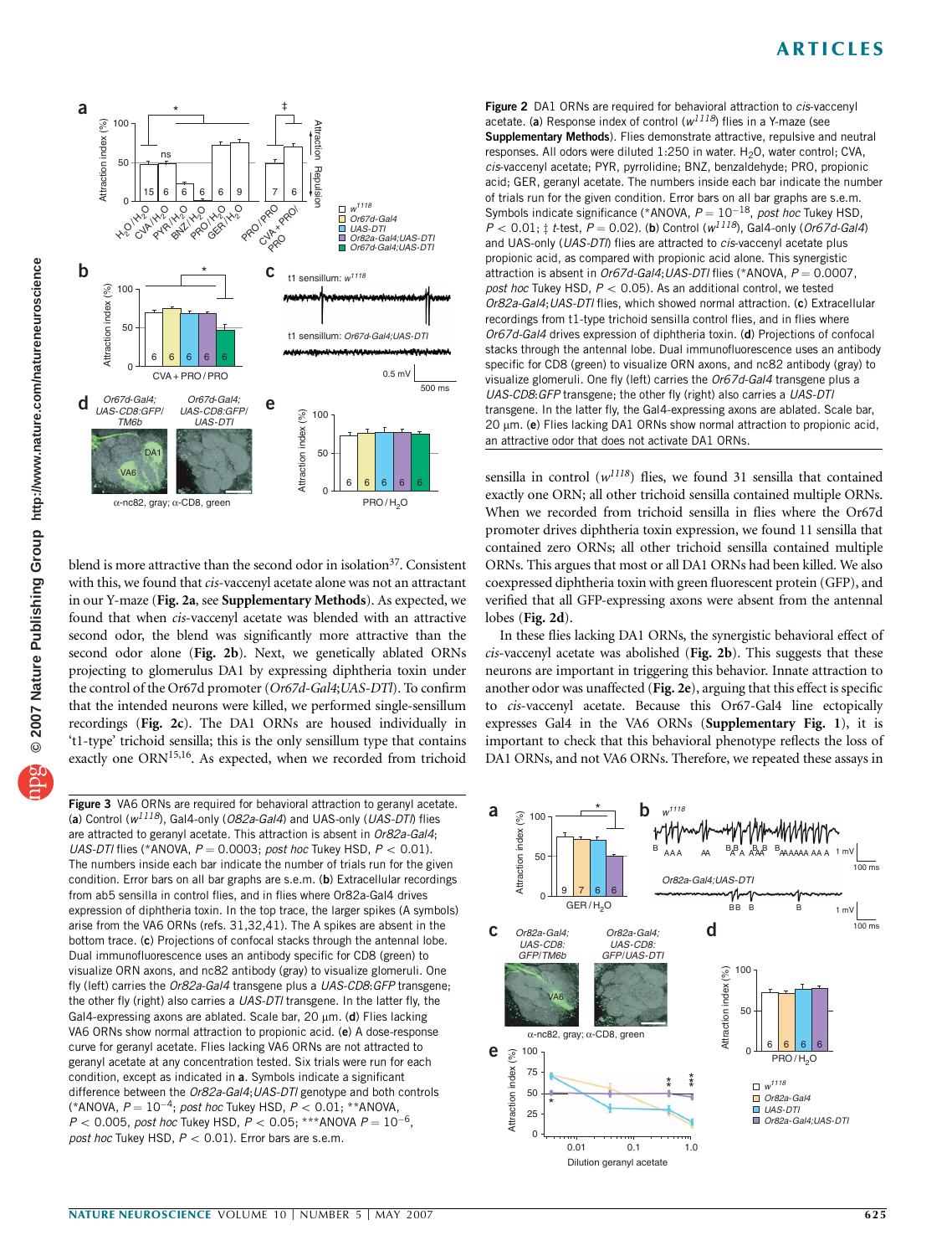**Figure 2** DA1 ORNs are required for behavioral attraction to *cis*-vaccenyl acetate. (**a**) Response index of control ($w^{1118}$) flies in a Y-maze (see **Supplementary Methods**). Flies demonstrate attractive, repulsive and neutral responses. All odors were diluted 1:250 in water. $H_2O$, water control; CVA, *cis*-vaccenyl acetate; PYR, pyrrolidine; BNZ, benzaldehyde; PRO, propionic acid; GER, geranyl acetate. The numbers inside each bar indicate the number of trials run for the given condition. Error bars on all bar graphs are s.e.m. Symbols indicate significance (*ANOVA, $P = 10^{-18}$, *post hoc* Tukey HSD, $P < 0.01$; ‡ *t*-test, $P = 0.02$). (**b**) Control ($w^{1118}$), Gal4-only (*Or67d-Gal4*) and UAS-only (*UAS-DTI*) flies are attracted to *cis*-vaccenyl acetate plus propionic acid, as compared with propionic acid alone. This synergistic attraction is absent in *Or67d-Gal4;UAS-DTI* flies (*ANOVA, $P = 0.0007$, *post hoc* Tukey HSD, $P < 0.05$). As an additional control, we tested *Or82a-Gal4;UAS-DTI* flies, which showed normal attraction. (**c**) Extracellular recordings from t1-type trichoid sensilla control flies, and in flies where *Or67d-Gal4* drives expression of diphtheria toxin. (**d**) Projections of confocal stacks through the antennal lobe. Dual immunofluorescence uses an antibody specific for CD8 (green) to visualize ORN axons, and nc82 antibody (gray) to visualize glomeruli. One fly (left) carries the *Or67d-Gal4* transgene plus a *UAS-CD8:GFP* transgene; the other fly (right) also carries a *UAS-DTI* transgene. In the latter fly, the Gal4-expressing axons are ablated. Scale bar, 20 μm. (**e**) Flies lacking DA1 ORNs show normal attraction to propionic acid, an attractive odor that does not activate DA1 ORNs.

blend is more attractive than the second odor in isolation[37]. Consistent with this, we found that *cis*-vaccenyl acetate alone was not an attractant in our Y-maze (**Fig. 2a**, see **Supplementary Methods**). As expected, we found that when *cis*-vaccenyl acetate was blended with an attractive second odor, the blend was significantly more attractive than the second odor alone (**Fig. 2b**). Next, we genetically ablated ORNs projecting to glomerulus DA1 by expressing diphtheria toxin under the control of the Or67d promoter (*Or67d-Gal4;UAS-DTI*). To confirm that the intended neurons were killed, we performed single-sensillum recordings (**Fig. 2c**). The DA1 ORNs are housed individually in 't1-type' trichoid sensilla; this is the only sensillum type that contains exactly one ORN[15,16]. As expected, when we recorded from trichoid sensilla in control ($w^{1118}$) flies, we found 31 sensilla that contained exactly one ORN; all other trichoid sensilla contained multiple ORNs. When we recorded from trichoid sensilla in flies where the Or67d promoter drives diphtheria toxin expression, we found 11 sensilla that contained zero ORNs; all other sensilla contained multiple ORNs. This argues that most or all DA1 ORNs had been killed. We also coexpressed diphtheria toxin with green fluorescent protein (GFP), and verified that all GFP-expressing axons were absent from the antennal lobes (**Fig. 2d**).

In these flies lacking DA1 ORNs, the synergistic behavioral effect of *cis*-vaccenyl acetate was abolished (**Fig. 2b**). This suggests that these neurons are important in triggering this behavior. Innate attraction to another odor was unaffected (**Fig. 2e**), arguing that this effect is specific to *cis*-vaccenyl acetate. Because this Or67-Gal4 line ectopically expresses Gal4 in the VA6 ORNs (**Supplementary Fig. 1**), it is important to check that this behavioral phenotype reflects the loss of DA1 ORNs, and not VA6 ORNs. Therefore, we repeated these assays in

**Figure 3** VA6 ORNs are required for behavioral attraction to geranyl acetate. (**a**) Control ($w^{1118}$), Gal4-only (*O82a-Gal4*) and UAS-only (*UAS-DTI*) flies are attracted to geranyl acetate. This attraction is absent in *Or82a-Gal4; UAS-DTI* flies (*ANOVA, $P = 0.0003$; *post hoc* Tukey HSD, $P < 0.01$). The numbers inside each bar indicate the number of trials run for the given condition. Error bars on all bar graphs are s.e.m. (**b**) Extracellular recordings from ab5 sensilla in control flies and in flies where Or82a-Gal4 drives expression of diphtheria toxin. In the top trace, the larger spikes (A symbols) arise from the VA6 ORNs (refs. 31,32,41). The A spikes are absent in the bottom trace. (**c**) Projections of confocal stacks through the antennal lobe. Dual immunofluorescence uses an antibody specific for CD8 (green) to visualize ORN axons, and nc82 antibody (gray) to visualize glomeruli. One fly (left) carries the *Or82a-Gal4* transgene plus a *UAS-CD8:GFP* transgene; the other fly (right) also carries a *UAS-DTI* transgene. In the latter fly, the Gal4-expressing axons are ablated. Scale bar, 20 μm. (**d**) Flies lacking VA6 ORNs show normal attraction to propionic acid. (**e**) A dose-response curve for geranyl acetate. Flies lacking VA6 ORNs are not attracted to geranyl acetate at any concentration tested. Six trials were run for each condition, except as indicated in **a**. Symbols indicate a significant difference between the *Or82a-Gal4;UAS-DTI* genotype and both controls (*ANOVA, $P = 10^{-4}$; *post hoc* Tukey HSD, $P < 0.01$; **ANOVA, $P < 0.005$, *post hoc* Tukey HSD, $P < 0.05$; ***ANOVA $P = 10^{-6}$, *post hoc* Tukey HSD, $P < 0.01$). Error bars are s.e.m.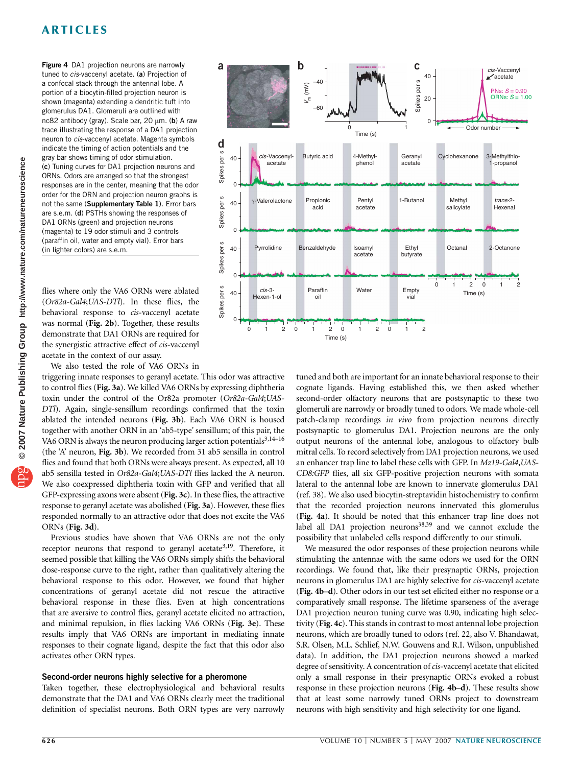**Figure 4** DA1 projection neurons are narrowly tuned to *cis*-vaccenyl acetate. (**a**) Projection of a confocal stack through the antennal lobe. A portion of a biocytin-filled projection neuron is shown (magenta) extending a dendritic tuft into glomerulus DA1. Glomeruli are outlined with nc82 antibody (gray). Scale bar, 20 μm. (**b**) A raw trace illustrating the response of a DA1 projection neuron to *cis*-vaccenyl acetate. Magenta symbols indicate the timing of action potentials and the gray bar shows timing of odor stimulation. (**c**) Tuning curves for DA1 projection neurons and ORNs. Odors are arranged so that the strongest responses are in the center, meaning that the odor order for the ORN and projection neuron graphs is not the same (**Supplementary Table 1**). Error bars are s.e.m. (**d**) PSTHs showing the responses of DA1 ORNs (green) and projection neurons (magenta) to 19 odor stimuli and 3 controls (paraffin oil, water and empty vial). Error bars (in lighter colors) are s.e.m.

flies where only the VA6 ORNs were ablated (*Or82a-Gal4*;*UAS-DTI*). In these flies, the behavioral response to *cis*-vaccenyl acetate was normal (**Fig. 2b**). Together, these results demonstrate that DA1 ORNs are required for the synergistic attractive effect of *cis*-vaccenyl acetate in the context of our assay.

We also tested the role of VA6 ORNs in triggering innate responses to geranyl acetate. This odor was attractive to control flies (**Fig. 3a**). We killed VA6 ORNs by expressing diphtheria toxin under the control of the Or82a promoter (*Or82a-Gal4*;*UAS-DTI*). Again, single-sensillum recordings confirmed that the toxin ablated the intended neurons (**Fig. 3b**). Each VA6 ORN is housed together with another ORN in an 'ab5-type' sensillum; of this pair, the VA6 ORN is always the neuron producing larger action potentials[3,14–16] (the 'A' neuron, **Fig. 3b**). We recorded from 31 ab5 sensilla in control flies and found that both ORNs were always present. As expected, all 10 ab5 sensilla tested in *Or82a-Gal4*;*UAS-DTI* flies lacked the A neuron. We also coexpressed diphtheria toxin with GFP and verified that all GFP-expressing axons were absent (**Fig. 3c**). In these flies, the attractive response to geranyl acetate was abolished (**Fig. 3a**). However, these flies responded normally to an attractive odor that does not excite the VA6 ORNs (**Fig. 3d**).

Previous studies have shown that VA6 ORNs are not the only receptor neurons that respond to geranyl acetate[3,19]. Therefore, it seemed possible that killing the VA6 ORNs simply shifts the behavioral dose-response curve to the right, rather than qualitatively altering the behavioral response to this odor. However, we found that higher concentrations of geranyl acetate did not rescue the attractive behavioral response in these flies. Even at high concentrations that are aversive to control flies, geranyl acetate elicited no attraction, and minimal repulsion, in flies lacking VA6 ORNs (**Fig. 3e**). These results imply that VA6 ORNs are important in mediating innate responses to their cognate ligand, despite the fact that this odor also activates other ORN types.

### Second-order neurons highly selective for a pheromone

Taken together, these electrophysiological and behavioral results demonstrate that the DA1 and VA6 ORNs clearly meet the traditional definition of specialist neurons. Both ORN types are very narrowly tuned and both are important for an innate behavioral response to their cognate ligands. Having established this, we then asked whether second-order olfactory neurons that are postsynaptic to these two glomeruli are narrowly or broadly tuned to odors. We made whole-cell patch-clamp recordings *in vivo* from projection neurons directly postsynaptic to glomerulus DA1. Projection neurons are the only output neurons of the antennal lobe, analogous to olfactory bulb mitral cells. To record selectively from DA1 projection neurons, we used an enhancer trap line to label these cells with GFP. In *Mz19-Gal4*,*UAS-CD8:GFP* flies, all six GFP-positive projection neurons with somata lateral to the antennal lobe are known to innervate glomerulus DA1 (ref. 38). We also used biocytin-streptavidin histochemistry to confirm that the recorded projection neurons innervated this glomerulus (**Fig. 4a**). It should be noted that this enhancer trap line does not label all DA1 projection neurons[38,39] and we cannot exclude the possibility that unlabeled cells respond differently to our stimuli.

We measured the odor responses of these projection neurons while stimulating the antennae with the same odors we used for the ORN recordings. We found that, like their presynaptic ORNs, projection neurons in glomerulus DA1 are highly selective for *cis*-vaccenyl acetate (**Fig. 4b–d**). Other odors in our test set elicited either no response or a comparatively small response. The lifetime sparseness of the average DA1 projection neuron tuning curve was 0.90, indicating high selectivity (**Fig. 4c**). This stands in contrast to most antennal lobe projection neurons, which are broadly tuned to odors (ref. 22, also V. Bhandawat, S.R. Olsen, M.L. Schlief, N.W. Gouwens and R.I. Wilson, unpublished data). In addition, the DA1 projection neurons showed a marked degree of sensitivity. A concentration of *cis*-vaccenyl acetate that elicited only a small response in their presynaptic ORNs evoked a robust response in these projection neurons (**Fig. 4b–d**). These results show that at least some narrowly tuned ORNs project to downstream neurons with high sensitivity and high selectivity for one ligand.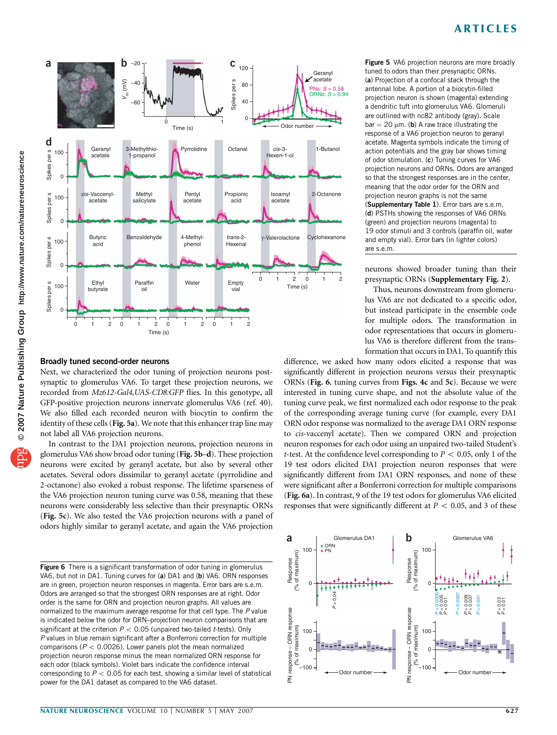Figure 5 VA6 projection neurons are more broadly tuned to odors than their presynaptic ORNs. (**a**) Projection of a confocal stack through the antennal lobe. A portion of a biocytin-filled projection neuron is shown (magenta) extending a dendritic tuft into glomerulus VA6. Glomeruli are outlined with nc82 antibody (gray). Scale bar = 20 μm. (**b**) A raw trace illustrating the response of a VA6 projection neuron to geranyl acetate. Magenta symbols indicate the timing of action potentials and the gray bar shows timing of odor stimulation. (**c**) Tuning curves for VA6 projection neurons and ORNs. Odors are arranged so that the strongest responses are in the center, meaning that the odor order for the ORN and projection neuron graphs is not the same (**Supplementary Table 1**). Error bars are s.e.m. (**d**) PSTHs showing the responses of VA6 ORNs (green) and projection neurons (magenta) to 19 odor stimuli and 3 controls (paraffin oil, water and empty vial). Error bars (in lighter colors) are s.e.m.

## Broadly tuned second-order neurons

Next, we characterized the odor tuning of projection neurons postsynaptic to glomerulus VA6. To target these projection neurons, we recorded from *Mz612-Gal4,UAS-CD8:GFP* flies. In this genotype, all GFP-positive projection neurons innervate glomerulus VA6 (ref. 40). We also filled each recorded neuron with biocytin to confirm the identity of these cells (**Fig. 5a**). We note that this enhancer trap line may not label all VA6 projection neurons.

In contrast to the DA1 projection neurons, projection neurons in glomerulus VA6 show broad odor tuning (**Fig. 5b–d**). These projection neurons were excited by geranyl acetate, but also by several other acetates. Several odors dissimilar to geranyl acetate (pyrrolidine and 2-octanone) also evoked a robust response. The lifetime sparseness of the VA6 projection neuron tuning curve was 0.58, meaning that these neurons were considerably less selective than their presynaptic ORNs (**Fig. 5c**). We also tested the VA6 projection neurons with a panel of odors highly similar to geranyl acetate, and again the VA6 projection neurons showed broader tuning than their presynaptic ORNs (**Supplementary Fig. 2**).

Thus, neurons downstream from glomerulus VA6 are not dedicated to a specific odor, but instead participate in the ensemble code for multiple odors. The transformation in odor representations that occurs in glomerulus VA6 is therefore different from the transformation that occurs in DA1. To quantify this difference, we asked how many odors elicited a response that was significantly different in projection neurons versus their presynaptic ORNs (**Fig. 6**, tuning curves from **Figs. 4c** and **5c**). Because we were interested in tuning curve shape, and not the absolute value of the tuning curve peak, we first normalized each odor response to the peak of the corresponding average tuning curve (for example, every DA1 ORN odor response was normalized to the average DA1 ORN response to *cis*-vaccenyl acetate). Then we compared ORN and projection neuron responses for each odor using an unpaired two-tailed Student's *t*-test. At the confidence level corresponding to $P < 0.05$, only 1 of the 19 test odors elicited DA1 projection neuron responses that were significantly different from DA1 ORN responses, and none of these were significant after a Bonferroni correction for multiple comparisons (**Fig. 6a**). In contrast, 9 of the 19 test odors for glomerulus VA6 elicited responses that were significantly different at $P < 0.05$, and 3 of these

Figure 6 There is a significant transformation of odor tuning in glomerulus VA6, but not in DA1. Tuning curves for (**a**) DA1 and (**b**) VA6. ORN responses are in green, projection neuron responses in magenta. Error bars are s.e.m. Odors are arranged so that the strongest ORN responses are at right. Odor order is the same for ORN and projection neuron graphs. All values are normalized to the maximum average response for that cell type. The *P* value is indicated below the odor for ORN–projection neuron comparisons that are significant at the criterion $P < 0.05$ (unpaired two-tailed *t*-tests). Only *P* values in blue remain significant after a Bonferroni correction for multiple comparisons ($P < 0.0026$). Lower panels plot the mean normalized projection neuron response minus the mean normalized ORN response for each odor (black symbols). Violet bars indicate the confidence interval corresponding to $P < 0.05$ for each test, showing a similar level of statistical power for the DA1 dataset as compared to the VA6 dataset.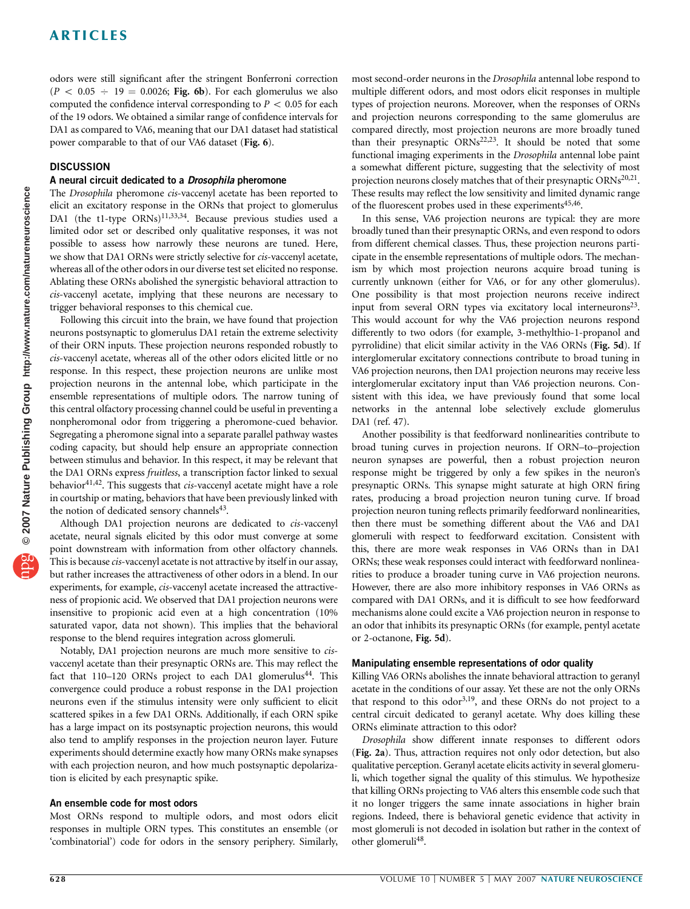odors were still significant after the stringent Bonferroni correction ($P < 0.05 \div 19 = 0.0026$; **Fig. 6b**). For each glomerulus we also computed the confidence interval corresponding to $P < 0.05$ for each of the 19 odors. We obtained a similar range of confidence intervals for DA1 as compared to VA6, meaning that our DA1 dataset had statistical power comparable to that of our VA6 dataset (**Fig. 6**).

## DISCUSSION

### A neural circuit dedicated to a *Drosophila* pheromone

The *Drosophila* pheromone *cis*-vaccenyl acetate has been reported to elicit an excitatory response in the ORNs that project to glomerulus DA1 (the t1-type ORNs)[11,33,34]. Because previous studies used a limited odor set or described only qualitative responses, it was not possible to assess how narrowly these neurons are tuned. Here, we show that DA1 ORNs were strictly selective for *cis*-vaccenyl acetate, whereas all of the other odors in our diverse test set elicited no response. Ablating these ORNs abolished the synergistic behavioral attraction to *cis*-vaccenyl acetate, implying that these neurons are necessary to trigger behavioral responses to this chemical cue.

Following this circuit into the brain, we have found that projection neurons postsynaptic to glomerulus DA1 retain the extreme selectivity of their ORN inputs. These projection neurons responded robustly to *cis*-vaccenyl acetate, whereas all of the other odors elicited little or no response. In this respect, these projection neurons are unlike most projection neurons in the antennal lobe, which participate in the ensemble representations of multiple odors. The narrow tuning of this central olfactory processing channel could be useful in preventing a nonpheromonal odor from triggering a pheromone-cued behavior. Segregating a pheromone signal into a separate parallel pathway wastes coding capacity, but should help ensure an appropriate connection between stimulus and behavior. In this respect, it may be relevant that the DA1 ORNs express *fruitless*, a transcription factor linked to sexual behavior[41,42]. This suggests that *cis*-vaccenyl acetate might have a role in courtship or mating, behaviors that have been previously linked with the notion of dedicated sensory channels[43].

Although DA1 projection neurons are dedicated to *cis*-vaccenyl acetate, neural signals elicited by this odor must converge at some point downstream with information from other olfactory channels. This is because *cis*-vaccenyl acetate is not attractive by itself in our assay, but rather increases the attractiveness of other odors in a blend. In our experiments, for example, *cis*-vaccenyl acetate increased the attractiveness of propionic acid. We observed that DA1 projection neurons were insensitive to propionic acid even at a high concentration (10% saturated vapor, data not shown). This implies that the behavioral response to the blend requires integration across glomeruli.

Notably, DA1 projection neurons are much more sensitive to *cis*-vaccenyl acetate than their presynaptic ORNs are. This may reflect the fact that 110–120 ORNs project to each DA1 glomerulus[44]. This convergence could produce a robust response in the DA1 projection neurons even if the stimulus intensity were only sufficient to elicit scattered spikes in a few DA1 ORNs. Additionally, if each ORN spike has a large impact on its postsynaptic projection neurons, this would also tend to amplify responses in the projection neuron layer. Future experiments should determine exactly how many ORNs make synapses with each projection neuron, and how much postsynaptic depolarization is elicited by each presynaptic spike.

### An ensemble code for most odors

Most ORNs respond to multiple odors, and most odors elicit responses in multiple ORN types. This constitutes an ensemble (or 'combinatorial') code for odors in the sensory periphery. Similarly, most second-order neurons in the *Drosophila* antennal lobe respond to multiple different odors, and most odors elicit responses in multiple types of projection neurons. Moreover, when the responses of ORNs and projection neurons corresponding to the same glomerulus are compared directly, most projection neurons are more broadly tuned than their presynaptic ORNs[22,23]. It should be noted that some functional imaging experiments in the *Drosophila* antennal lobe paint a somewhat different picture, suggesting that the selectivity of most projection neurons closely matches that of their presynaptic ORNs[20,21]. These results may reflect the low sensitivity and limited dynamic range of the fluorescent probes used in these experiments[45,46].

In this sense, VA6 projection neurons are typical: they are more broadly tuned than their presynaptic ORNs, and even respond to odors from different chemical classes. Thus, these projection neurons participate in the ensemble representations of multiple odors. The mechanism by which most projection neurons acquire broad tuning is currently unknown (either for VA6, or for any other glomerulus). One possibility is that most projection neurons receive indirect input from several ORN types via excitatory local interneurons[23]. This would account for why the VA6 projection neurons respond differently to two odors (for example, 3-methylthio-1-propanol and pyrrolidine) that elicit similar activity in the VA6 ORNs (**Fig. 5d**). If interglomerular excitatory connections contribute to broad tuning in VA6 projection neurons, then DA1 projection neurons may receive less interglomerular excitatory input than VA6 projection neurons. Consistent with this idea, we have previously found that some local networks in the antennal lobe selectively exclude glomerulus DA1 (ref. 47).

Another possibility is that feedforward nonlinearities contribute to broad tuning curves in projection neurons. If ORN–to–projection neuron synapses are powerful, then a robust projection neuron response might be triggered by only a few spikes in the neuron's presynaptic ORNs. This synapse might saturate at high ORN firing rates, producing a broad projection neuron tuning curve. If broad projection neuron tuning reflects primarily feedforward nonlinearities, then there must be something different about the VA6 and DA1 glomeruli with respect to feedforward excitation. Consistent with this, there are more weak responses in VA6 ORNs than in DA1 ORNs; these weak responses could interact with feedforward nonlinearities to produce a broader tuning curve in VA6 projection neurons. However, there are also more inhibitory responses in VA6 ORNs as compared with DA1 ORNs, and it is difficult to see how feedforward mechanisms alone could excite a VA6 projection neuron in response to an odor that inhibits its presynaptic ORNs (for example, pentyl acetate or 2-octanone, **Fig. 5d**).

### Manipulating ensemble representations of odor quality

Killing VA6 ORNs abolishes the innate behavioral attraction to geranyl acetate in the conditions of our assay. Yet these are not the only ORNs that respond to this odor[3,19], and these ORNs do not project to a central circuit dedicated to geranyl acetate. Why does killing these ORNs eliminate attraction to this odor?

*Drosophila* show different innate responses to different odors (**Fig. 2a**). Thus, attraction requires not only odor detection, but also qualitative perception. Geranyl acetate elicits activity in several glomeruli, which together signal the quality of this stimulus. We hypothesize that killing ORNs projecting to VA6 alters this ensemble code such that it no longer triggers the same innate associations in higher brain regions. Indeed, there is behavioral genetic evidence that activity in most glomeruli is not decoded in isolation but rather in the context of other glomeruli[48].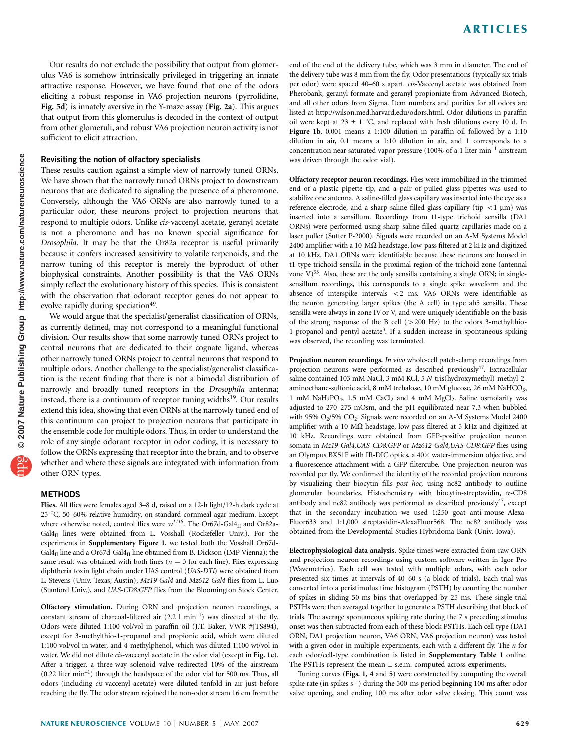Our results do not exclude the possibility that output from glomerulus VA6 is somehow intrinsically privileged in triggering an innate attractive response. However, we have found that one of the odors eliciting a robust response in VA6 projection neurons (pyrrolidine, **Fig. 5d**) is innately aversive in the Y-maze assay (**Fig. 2a**). This argues that output from this glomerulus is decoded in the context of output from other glomeruli, and robust VA6 projection neuron activity is not sufficient to elicit attraction.

### Revisiting the notion of olfactory specialists

These results caution against a simple view of narrowly tuned ORNs. We have shown that the narrowly tuned ORNs project to downstream neurons that are dedicated to signaling the presence of a pheromone. Conversely, although the VA6 ORNs are also narrowly tuned to a particular odor, these neurons project to projection neurons that respond to multiple odors. Unlike *cis*-vaccenyl acetate, geranyl acetate is not a pheromone and has no known special significance for *Drosophila*. It may be that the Or82a receptor is useful primarily because it confers increased sensitivity to volatile terpenoids, and the narrow tuning of this receptor is merely the byproduct of other biophysical constraints. Another possibility is that the VA6 ORNs simply reflect the evolutionary history of this species. This is consistent with the observation that odorant receptor genes do not appear to evolve rapidly during speciation[49].

We would argue that the specialist/generalist classification of ORNs, as currently defined, may not correspond to a meaningful functional division. Our results show that some narrowly tuned ORNs project to central neurons that are dedicated to their cognate ligand, whereas other narrowly tuned ORNs project to central neurons that respond to multiple odors. Another challenge to the specialist/generalist classification is the recent finding that there is not a bimodal distribution of narrowly and broadly tuned receptors in the *Drosophila* antenna; instead, there is a continuum of receptor tuning widths[19]. Our results extend this idea, showing that even ORNs at the narrowly tuned end of this continuum can project to projection neurons that participate in the ensemble code for multiple odors. Thus, in order to understand the role of any single odorant receptor in odor coding, it is necessary to follow the ORNs expressing that receptor into the brain, and to observe whether and where these signals are integrated with information from other ORN types.

## METHODS

**Flies.** All flies were females aged 3–8 d, raised on a 12-h light/12-h dark cycle at 25 °C, 50–60% relative humidity, on standard cornmeal-agar medium. Except where otherwise noted, control flies were $w^{1118}$. The Or67d-Gal4$_{II}$ and Or82a-Gal4$_{II}$ lines were obtained from L. Vosshall (Rockefeller Univ.). For the experiments in **Supplementary Figure 1**, we tested both the Vosshall Or67d-Gal4$_{II}$ line and a Or67d-Gal4$_{II}$ line obtained from B. Dickson (IMP Vienna); the same result was obtained with both lines ($n = 3$ for each line). Flies expressing diphtheria toxin light chain under UAS control (*UAS-DTI*) were obtained from L. Stevens (Univ. Texas, Austin), *Mz19-Gal4* and *Mz612-Gal4* flies from L. Luo (Stanford Univ.), and *UAS-CD8:GFP* flies from the Bloomington Stock Center.

**Olfactory stimulation.** During ORN and projection neuron recordings, a constant stream of charcoal-filtered air (2.2 l min$^{-1}$) was directed at the fly. Odors were diluted 1:100 vol/vol in paraffin oil (J.T. Baker, VWR #JTS894), except for 3-methylthio-1-propanol and propionic acid, which were diluted 1:100 vol/vol in water, and 4-methylphenol, which was diluted 1:100 wt/vol in water. We did not dilute *cis*-vaccenyl acetate in the odor vial (except in **Fig. 1c**). After a trigger, a three-way solenoid valve redirected 10% of the airstream (0.22 liter min$^{-1}$) through the headspace of the odor vial for 500 ms. Thus, all odors (including *cis*-vaccenyl acetate) were diluted tenfold in air just before reaching the fly. The odor stream rejoined the non-odor stream 16 cm from the end of the end of the delivery tube, which was 3 mm in diameter. The end of the delivery tube was 8 mm from the fly. Odor presentations (typically six trials per odor) were spaced 40–60 s apart. *cis*-Vaccenyl acetate was obtained from Pherobank, geranyl formate and geranyl propionate from Advanced Biotech, and all other odors from Sigma. Item numbers and purities for all odors are listed at http://wilson.med.harvard.edu/odors.html. Odor dilutions in paraffin oil were kept at 23 ± 1 °C, and replaced with fresh dilutions every 10 d. In **Figure 1b**, 0.001 means a 1:100 dilution in paraffin oil followed by a 1:10 dilution in air, 0.1 means a 1:10 dilution in air, and 1 corresponds to a concentration near saturated vapor pressure (100% of a 1 liter min$^{-1}$ airstream was driven through the odor vial).

**Olfactory receptor neuron recordings.** Flies were immobilized in the trimmed end of a plastic pipette tip, and a pair of pulled glass pipettes was used to stabilize one antenna. A saline-filled glass capillary was inserted into the eye as a reference electrode, and a sharp saline-filled glass capillary (tip <1 μm) was inserted into a sensillum. Recordings from t1-type trichoid sensilla (DA1 ORNs) were performed using sharp saline-filled quartz capillaries made on a laser puller (Sutter P-2000). Signals were recorded on an A-M Systems Model 2400 amplifier with a 10-MΩ headstage, low-pass filtered at 2 kHz and digitized at 10 kHz. DA1 ORNs were identifiable because these neurons are housed in t1-type trichoid sensilla in the proximal region of the trichoid zone (antennal zone V)[33]. Also, these are the only sensilla containing a single ORN; in single-sensillum recordings, this corresponds to a single spike waveform and the absence of interspike intervals <2 ms. VA6 ORNs were identifiable as the neuron generating larger spikes (the A cell) in type ab5 sensilla. These sensilla were always in zone IV or V, and were uniquely identifiable on the basis of the strong response of the B cell (>200 Hz) to the odors 3-methylthio-1-propanol and pentyl acetate[3]. If a sudden increase in spontaneous spiking was observed, the recording was terminated.

**Projection neuron recordings.** *In vivo* whole-cell patch-clamp recordings from projection neurons were performed as described previously[47]. Extracellular saline contained 103 mM NaCl, 3 mM KCl, 5 *N*-tris(hydroxymethyl)-methyl-2-aminoethane-sulfonic acid, 8 mM trehalose, 10 mM glucose, 26 mM $NaHCO_3$, 1 mM $NaH_2PO_4$, 1.5 mM $CaCl_2$ and 4 mM $MgCl_2$. Saline osmolarity was adjusted to 270–275 mOsm, and the pH equilibrated near 7.3 when bubbled with 95% $O_2$/5% $CO_2$. Signals were recorded on an A-M Systems Model 2400 amplifier with a 10-MΩ headstage, low-pass filtered at 5 kHz and digitized at 10 kHz. Recordings were obtained from GFP-positive projection neuron somata in *Mz19-Gal4,UAS-CD8:GFP* or *Mz612-Gal4,UAS-CD8:GFP* flies using an Olympus BX51F with IR-DIC optics, a 40× water-immersion objective, and a fluorescence attachment with a GFP filtercube. One projection neuron was recorded per fly. We confirmed the identity of the recorded projection neurons by visualizing their biocytin fills *post hoc,* using nc82 antibody to outline glomerular boundaries. Histochemistry with biocytin-streptavidin, α-CD8 antibody and nc82 antibody was performed as described previously[47], except that in the secondary incubation we used 1:250 goat anti-mouse–Alexa-Fluor633 and 1:1,000 streptavidin-AlexaFluor568. The nc82 antibody was obtained from the Developmental Studies Hybridoma Bank (Univ. Iowa).

**Electrophysiological data analysis.** Spike times were extracted from raw ORN and projection neuron recordings using custom software written in Igor Pro (Wavemetrics). Each cell was tested with multiple odors, with each odor presented six times at intervals of 40–60 s (a block of trials). Each trial was converted into a peristimulus time histogram (PSTH) by counting the number of spikes in sliding 50-ms bins that overlapped by 25 ms. These single-trial PSTHs were then averaged together to generate a PSTH describing that block of trials. The average spontaneous spiking rate during the 7 s preceding stimulus onset was then subtracted from each of these block PSTHs. Each cell type (DA1 ORN, DA1 projection neuron, VA6 ORN, VA6 projection neuron) was tested with a given odor in multiple experiments, each with a different fly. The *n* for each odor/cell-type combination is listed in **Supplementary Table 1** online. The PSTHs represent the mean ± s.e.m. computed across experiments.

Tuning curves (**Figs. 1, 4** and **5**) were constructed by computing the overall spike rate (in spikes s$^{-1}$) during the 500-ms period beginning 100 ms after odor valve opening, and ending 100 ms after odor valve closing. This count was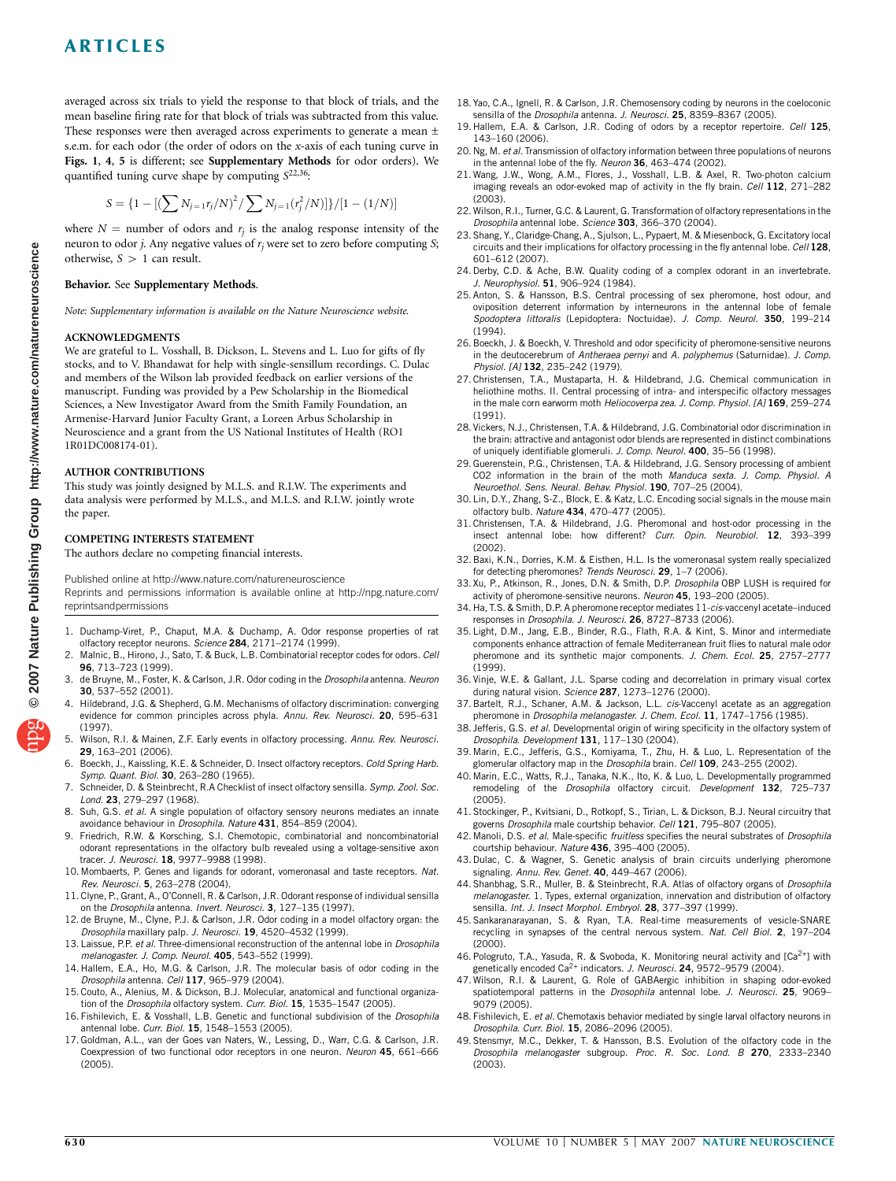averaged across six trials to yield the response to that block of trials, and the mean baseline firing rate for that block of trials was subtracted from this value. These responses were then averaged across experiments to generate a mean ± s.e.m. for each odor (the order of odors on the *x*-axis of each tuning curve in **Figs. 1**, **4**, **5** is different; see **Supplementary Methods** for odor orders). We quantified tuning curve shape by computing $S$[22,36]:

$$S = \{1 - [(\sum N_{j=1} r_j / N)^2 / \sum N_{j=1} (r_j^2 / N)]\} / [1 - (1/N)]$$

where $N$ = number of odors and $r_j$ is the analog response intensity of the neuron to odor $j$. Any negative values of $r_j$ were set to zero before computing $S$; otherwise, $S > 1$ can result.

**Behavior.** See **Supplementary Methods**.

*Note: Supplementary information is available on the Nature Neuroscience website.*

### ACKNOWLEDGMENTS

We are grateful to L. Vosshall, B. Dickson, L. Stevens and L. Luo for gifts of fly stocks, and to V. Bhandawat for help with single-sensillum recordings. C. Dulac and members of the Wilson lab provided feedback on earlier versions of the manuscript. Funding was provided by a Pew Scholarship in the Biomedical Sciences, a New Investigator Award from the Smith Family Foundation, an Armenise-Harvard Junior Faculty Grant, a Loreen Arbus Scholarship in Neuroscience and a grant from the US National Institutes of Health (RO1 1R01DC008174-01).

### AUTHOR CONTRIBUTIONS

This study was jointly designed by M.L.S. and R.I.W. The experiments and data analysis were performed by M.L.S., and M.L.S. and R.I.W. jointly wrote the paper.

### COMPETING INTERESTS STATEMENT

The authors declare no competing financial interests.

Published online at http://www.nature.com/natureneuroscience
Reprints and permissions information is available online at http://npg.nature.com/reprintsandpermissions

1. Duchamp-Viret, P., Chaput, M.A. & Duchamp, A. Odor response properties of rat olfactory receptor neurons. *Science* **284**, 2171–2174 (1999).
2. Malnic, B., Hirono, J., Sato, T. & Buck, L.B. Combinatorial receptor codes for odors. *Cell* **96**, 713–723 (1999).
3. de Bruyne, M., Foster, K. & Carlson, J.R. Odor coding in the *Drosophila* antenna. *Neuron* **30**, 537–552 (2001).
4. Hildebrand, J.G. & Shepherd, G.M. Mechanisms of olfactory discrimination: converging evidence for common principles across phyla. *Annu. Rev. Neurosci.* **20**, 595–631 (1997).
5. Wilson, R.I. & Mainen, Z.F. Early events in olfactory processing. *Annu. Rev. Neurosci.* **29**, 163–201 (2006).
6. Boeckh, J., Kaissling, K.E. & Schneider, D. Insect olfactory receptors. *Cold Spring Harb. Symp. Quant. Biol.* **30**, 263–280 (1965).
7. Schneider, D. & Steinbrecht, R.A Checklist of insect olfactory sensilla. *Symp. Zool. Soc. Lond.* **23**, 279–297 (1968).
8. Suh, G.S. *et al.* A single population of olfactory sensory neurons mediates an innate avoidance behaviour in *Drosophila*. *Nature* **431**, 854–859 (2004).
9. Friedrich, R.W. & Korsching, S.I. Chemotopic, combinatorial and noncombinatorial odorant representations in the olfactory bulb revealed using a voltage-sensitive axon tracer. *J. Neurosci.* **18**, 9977–9988 (1998).
10. Mombaerts, P. Genes and ligands for odorant, vomeronasal and taste receptors. *Nat. Rev. Neurosci.* **5**, 263–278 (2004).
11. Clyne, P., Grant, A., O'Connell, R. & Carlson, J.R. Odorant response of individual sensilla on the *Drosophila* antenna. *Invert. Neurosci.* **3**, 127–135 (1997).
12. de Bruyne, M., Clyne, P.J. & Carlson, J.R. Odor coding in a model olfactory organ: the *Drosophila* maxillary palp. *J. Neurosci.* **19**, 4520–4532 (1999).
13. Laissue, P.P. *et al.* Three-dimensional reconstruction of the antennal lobe in *Drosophila melanogaster*. *J. Comp. Neurol.* **405**, 543–552 (1999).
14. Hallem, E.A., Ho, M.G. & Carlson, J.R. The molecular basis of odor coding in the *Drosophila* antenna. *Cell* **117**, 965–979 (2004).
15. Couto, A., Alenius, M. & Dickson, B.J. Molecular, anatomical and functional organization of the *Drosophila* olfactory system. *Curr. Biol.* **15**, 1535–1547 (2005).
16. Fishilevich, E. & Vosshall, L.B. Genetic and functional subdivision of the *Drosophila* antennal lobe. *Curr. Biol.* **15**, 1548–1553 (2005).
17. Goldman, A.L., van der Goes van Naters, W., Lessing, D., Warr, C.G. & Carlson, J.R. Coexpression of two functional odor receptors in one neuron. *Neuron* **45**, 661–666 (2005).
18. Yao, C.A., Ignell, R. & Carlson, J.R. Chemosensory coding by neurons in the coeloconic sensilla of the *Drosophila* antenna. *J. Neurosci.* **25**, 8359–8367 (2005).
19. Hallem, E.A. & Carlson, J.R. Coding of odors by a receptor repertoire. *Cell* **125**, 143–160 (2006).
20. Ng, M. *et al.* Transmission of olfactory information between three populations of neurons in the antennal lobe of the fly. *Neuron* **36**, 463–474 (2002).
21. Wang, J.W., Wong, A.M., Flores, J., Vosshall, L.B. & Axel, R. Two-photon calcium imaging reveals an odor-evoked map of activity in the fly brain. *Cell* **112**, 271–282 (2003).
22. Wilson, R.I., Turner, G.C. & Laurent, G. Transformation of olfactory representations in the *Drosophila* antennal lobe. *Science* **303**, 366–370 (2004).
23. Shang, Y., Claridge-Chang, A., Sjulson, L., Pypaert, M. & Miesenbock, G. Excitatory local circuits and their implications for olfactory processing in the fly antennal lobe. *Cell* **128**, 601–612 (2007).
24. Derby, C.D. & Ache, B.S. Quality coding of a complex odorant in an invertebrate. *J. Neurophysiol.* **51**, 906–924 (1984).
25. Anton, S. & Hansson, B.S. Central processing of sex pheromone, host odour, and oviposition deterrent information by interneurons in the antennal lobe of female *Spodoptera littoralis* (Lepidoptera: Noctuidae). *J. Comp. Neurol.* **350**, 199–214 (1994).
26. Boeckh, J. & Boeckh, V. Threshold and odor specificity of pheromone-sensitive neurons in the deutocerebrum of *Antheraea pernyi* and *A. polyphemus* (Saturnidae). *J. Comp. Physiol. [A]* **132**, 235–242 (1979).
27. Christensen, T.A., Mustaparta, H. & Hildebrand, J.G. Chemical communication in heliothine moths. II. Central processing of intra- and interspecific olfactory messages in the male corn earworm moth *Heliocoverpa zea*. *J. Comp. Physiol. [A]* **169**, 259–274 (1991).
28. Vickers, N.J., Christensen, T.A. & Hildebrand, J.G. Combinatorial odor discrimination in the brain: attractive and antagonist odor blends are represented in distinct combinations of uniquely identifiable glomeruli. *J. Comp. Neurol.* **400**, 35–56 (1998).
29. Guerenstein, P.G., Christensen, T.A. & Hildebrand, J.G. Sensory processing of ambient CO2 information in the brain of the moth *Manduca sexta*. *J. Comp. Physiol. A Neuroethol. Sens. Neural. Behav. Physiol.* **190**, 707–25 (2004).
30. Lin, D.Y., Zhang, S-Z., Block, E. & Katz, L.C. Encoding social signals in the mouse main olfactory bulb. *Nature* **434**, 470–477 (2005).
31. Christensen, T.A. & Hildebrand, J.G. Pheromonal and host-odor processing in the insect antennal lobe: how different? *Curr. Opin. Neurobiol.* **12**, 393–399 (2002).
32. Baxi, K.N., Dorries, K.M. & Eisthen, H.L. Is the vomeronasal system really specialized for detecting pheromones? *Trends Neurosci.* **29**, 1–7 (2006).
33. Xu, P., Atkinson, R., Jones, D.N. & Smith, D.P. *Drosophila* OBP LUSH is required for activity of pheromone-sensitive neurons. *Neuron* **45**, 193–200 (2005).
34. Ha, T.S. & Smith, D.P. A pheromone receptor mediates 11-*cis*-vaccenyl acetate–induced responses in *Drosophila*. *J. Neurosci.* **26**, 8727–8733 (2006).
35. Light, D.M., Jang, E.B., Binder, R.G., Flath, R.A. & Kint, S. Minor and intermediate components enhance attraction of female Mediterranean fruit flies to natural male odor pheromone and its synthetic major components. *J. Chem. Ecol.* **25**, 2757–2777 (1999).
36. Vinje, W.E. & Gallant, J.L. Sparse coding and decorrelation in primary visual cortex during natural vision. *Science* **287**, 1273–1276 (2000).
37. Bartelt, R.J., Schaner, A.M. & Jackson, L.L. *cis*-Vaccenyl acetate as an aggregation pheromone in *Drosophila melanogaster*. *J. Chem. Ecol.* **11**, 1747–1756 (1985).
38. Jefferis, G.S. *et al.* Developmental origin of wiring specificity in the olfactory system of *Drosophila*. *Development* **131**, 117–130 (2004).
39. Marin, E.C., Jefferis, G.S., Komiyama, T., Zhu, H. & Luo, L. Representation of the glomerular olfactory map in the *Drosophila* brain. *Cell* **109**, 243–255 (2002).
40. Marin, E.C., Watts, R.J., Tanaka, N.K., Ito, K. & Luo, L. Developmentally programmed remodeling of the *Drosophila* olfactory circuit. *Development* **132**, 725–737 (2005).
41. Stockinger, P., Kvitsiani, D., Rotkopf, S., Tirian, L. & Dickson, B.J. Neural circuitry that governs *Drosophila* male courtship behavior. *Cell* **121**, 795–807 (2005).
42. Manoli, D.S. *et al.* Male-specific *fruitless* specifies the neural substrates of *Drosophila* courtship behaviour. *Nature* **436**, 395–400 (2005).
43. Dulac, C. & Wagner, S. Genetic analysis of brain circuits underlying pheromone signaling. *Annu. Rev. Genet.* **40**, 449–467 (2006).
44. Shanbhag, S.R., Muller, B. & Steinbrecht, R.A. Atlas of olfactory organs of *Drosophila melanogaster*. 1. Types, external organization, innervation and distribution of olfactory sensilla. *Int. J. Insect Morphol. Embryol.* **28**, 377–397 (1999).
45. Sankaranarayanan, S. & Ryan, T.A. Real-time measurements of vesicle-SNARE recycling in synapses of the central nervous system. *Nat. Cell Biol.* **2**, 197–204 (2000).
46. Pologruto, T.A., Yasuda, R. & Svoboda, K. Monitoring neural activity and $[Ca^{2+}]$ with genetically encoded $Ca^{2+}$ indicators. *J. Neurosci.* **24**, 9572–9579 (2004).
47. Wilson, R.I. & Laurent, G. Role of GABAergic inhibition in shaping odor-evoked spatiotemporal patterns in the *Drosophila* antennal lobe. *J. Neurosci.* **25**, 9069–9079 (2005).
48. Fishilevich, E. *et al.* Chemotaxis behavior mediated by single larval olfactory neurons in *Drosophila*. *Curr. Biol.* **15**, 2086–2096 (2005).
49. Stensmyr, M.C., Dekker, T. & Hansson, B.S. Evolution of the olfactory code in the *Drosophila melanogaster* subgroup. *Proc. R. Soc. Lond. B* **270**, 2333–2340 (2003).